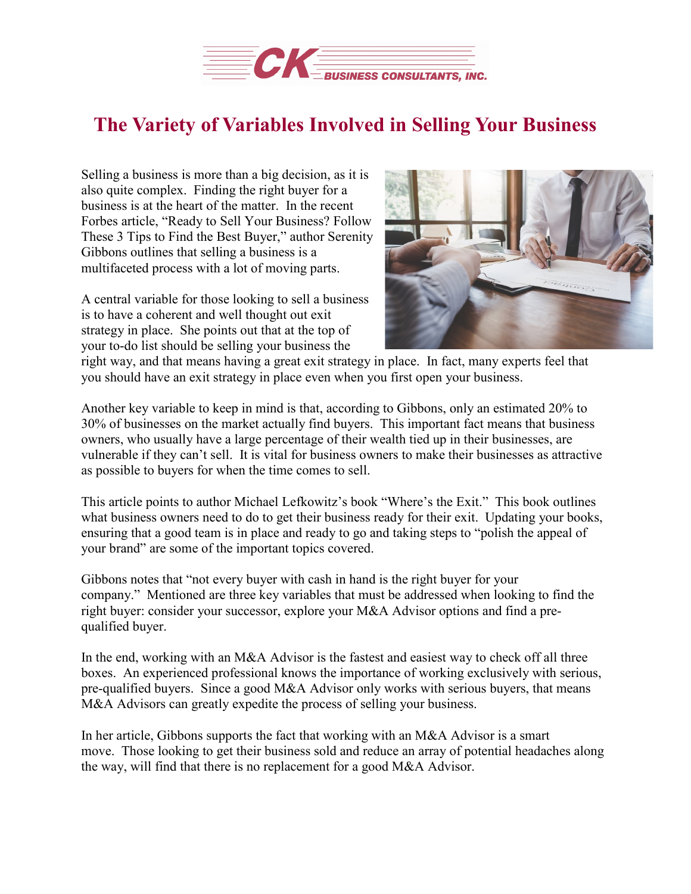CK BUSINESS CONSULTANTS, INC.

# The Variety of Variables Involved in Selling Your Business

Selling a business is more than a big decision, as it is also quite complex. Finding the right buyer for a business is at the heart of the matter. In the recent Forbes article, "Ready to Sell Your Business? Follow These 3 Tips to Find the Best Buyer," author Serenity Gibbons outlines that selling a business is a multifaceted process with a lot of moving parts.

A central variable for those looking to sell a business is to have a coherent and well thought out exit strategy in place. She points out that at the top of your to-do list should be selling your business the right way, and that means having a great exit strategy in place. In fact, many experts feel that you should have an exit strategy in place even when you first open your business.

Another key variable to keep in mind is that, according to Gibbons, only an estimated 20% to 30% of businesses on the market actually find buyers. This important fact means that business owners, who usually have a large percentage of their wealth tied up in their businesses, are vulnerable if they can't sell. It is vital for business owners to make their businesses as attractive as possible to buyers for when the time comes to sell.

This article points to author Michael Lefkowitz's book "Where's the Exit." This book outlines what business owners need to do to get their business ready for their exit. Updating your books, ensuring that a good team is in place and ready to go and taking steps to "polish the appeal of your brand" are some of the important topics covered.

Gibbons notes that "not every buyer with cash in hand is the right buyer for your company." Mentioned are three key variables that must be addressed when looking to find the right buyer: consider your successor, explore your M&A Advisor options and find a pre-qualified buyer.

In the end, working with an M&A Advisor is the fastest and easiest way to check off all three boxes. An experienced professional knows the importance of working exclusively with serious, pre-qualified buyers. Since a good M&A Advisor only works with serious buyers, that means M&A Advisors can greatly expedite the process of selling your business.

In her article, Gibbons supports the fact that working with an M&A Advisor is a smart move. Those looking to get their business sold and reduce an array of potential headaches along the way, will find that there is no replacement for a good M&A Advisor.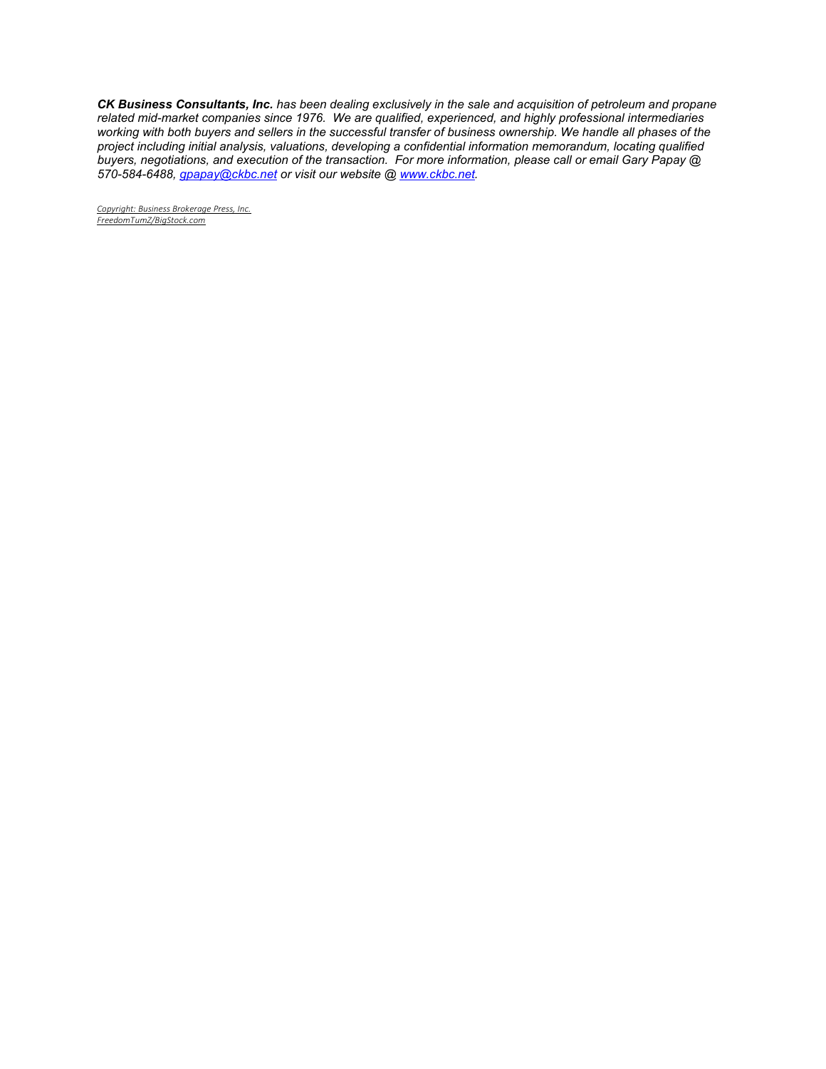***CK Business Consultants, Inc.*** *has been dealing exclusively in the sale and acquisition of petroleum and propane related mid-market companies since 1976. We are qualified, experienced, and highly professional intermediaries working with both buyers and sellers in the successful transfer of business ownership. We handle all phases of the project including initial analysis, valuations, developing a confidential information memorandum, locating qualified buyers, negotiations, and execution of the transaction. For more information, please call or email Gary Papay @ 570-584-6488, [gpapay@ckbc.net](mailto:gpapay@ckbc.net) or visit our website @ [www.ckbc.net](http://www.ckbc.net).*

*Copyright: Business Brokerage Press, Inc.*
*FreedomTumZ/BigStock.com*